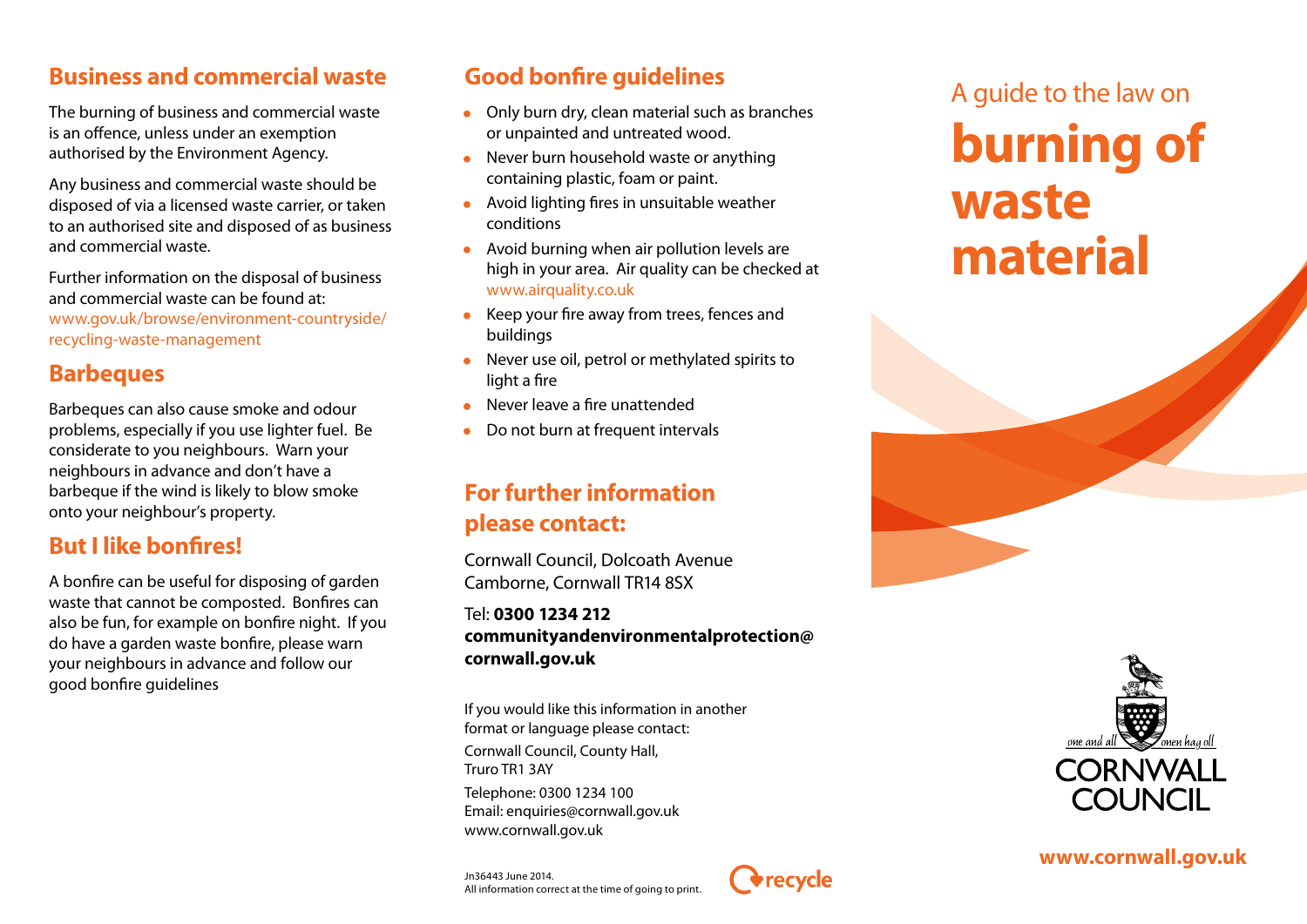## Business and commercial waste

The burning of business and commercial waste is an offence, unless under an exemption authorised by the Environment Agency.

Any business and commercial waste should be disposed of via a licensed waste carrier, or taken to an authorised site and disposed of as business and commercial waste.

Further information on the disposal of business and commercial waste can be found at: www.gov.uk/browse/environment-countryside/recycling-waste-management

## Barbeques

Barbeques can also cause smoke and odour problems, especially if you use lighter fuel. Be considerate to you neighbours. Warn your neighbours in advance and don't have a barbeque if the wind is likely to blow smoke onto your neighbour's property.

## But I like bonfires!

A bonfire can be useful for disposing of garden waste that cannot be composted. Bonfires can also be fun, for example on bonfire night. If you do have a garden waste bonfire, please warn your neighbours in advance and follow our good bonfire guidelines

## Good bonfire guidelines

- Only burn dry, clean material such as branches or unpainted and untreated wood.
- Never burn household waste or anything containing plastic, foam or paint.
- Avoid lighting fires in unsuitable weather conditions
- Avoid burning when air pollution levels are high in your area. Air quality can be checked at www.airquality.co.uk
- Keep your fire away from trees, fences and buildings
- Never use oil, petrol or methylated spirits to light a fire
- Never leave a fire unattended
- Do not burn at frequent intervals

## For further information please contact:

Cornwall Council, Dolcoath Avenue
Camborne, Cornwall TR14 8SX

Tel: **0300 1234 212**
**communityandenvironmentalprotection@cornwall.gov.uk**

If you would like this information in another format or language please contact:

Cornwall Council, County Hall,
Truro TR1 3AY

Telephone: 0300 1234 100
Email: enquiries@cornwall.gov.uk
www.cornwall.gov.uk

Jn36443 June 2014.
All information correct at the time of going to print.

recycle

A guide to the law on

# burning of waste material

one and all — onen hag oll

CORNWALL COUNCIL

**www.cornwall.gov.uk**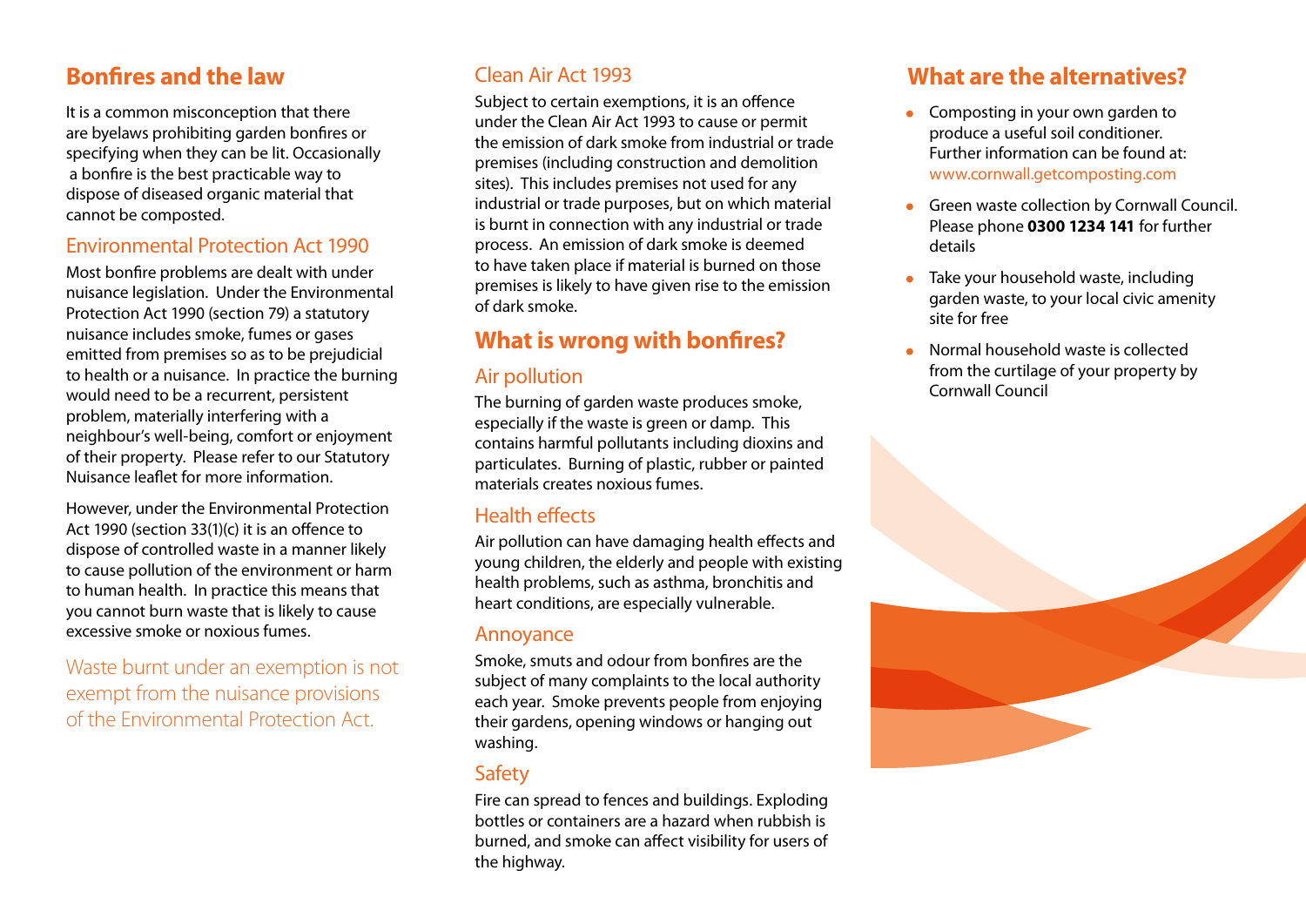## Bonfires and the law

It is a common misconception that there are byelaws prohibiting garden bonfires or specifying when they can be lit. Occasionally a bonfire is the best practicable way to dispose of diseased organic material that cannot be composted.

### Environmental Protection Act 1990

Most bonfire problems are dealt with under nuisance legislation. Under the Environmental Protection Act 1990 (section 79) a statutory nuisance includes smoke, fumes or gases emitted from premises so as to be prejudicial to health or a nuisance. In practice the burning would need to be a recurrent, persistent problem, materially interfering with a neighbour's well-being, comfort or enjoyment of their property. Please refer to our Statutory Nuisance leaflet for more information.

However, under the Environmental Protection Act 1990 (section 33(1)(c) it is an offence to dispose of controlled waste in a manner likely to cause pollution of the environment or harm to human health. In practice this means that you cannot burn waste that is likely to cause excessive smoke or noxious fumes.

Waste burnt under an exemption is not exempt from the nuisance provisions of the Environmental Protection Act.

### Clean Air Act 1993

Subject to certain exemptions, it is an offence under the Clean Air Act 1993 to cause or permit the emission of dark smoke from industrial or trade premises (including construction and demolition sites). This includes premises not used for any industrial or trade purposes, but on which material is burnt in connection with any industrial or trade process. An emission of dark smoke is deemed to have taken place if material is burned on those premises is likely to have given rise to the emission of dark smoke.

## What is wrong with bonfires?

### Air pollution

The burning of garden waste produces smoke, especially if the waste is green or damp. This contains harmful pollutants including dioxins and particulates. Burning of plastic, rubber or painted materials creates noxious fumes.

### Health effects

Air pollution can have damaging health effects and young children, the elderly and people with existing health problems, such as asthma, bronchitis and heart conditions, are especially vulnerable.

### Annoyance

Smoke, smuts and odour from bonfires are the subject of many complaints to the local authority each year. Smoke prevents people from enjoying their gardens, opening windows or hanging out washing.

### Safety

Fire can spread to fences and buildings. Exploding bottles or containers are a hazard when rubbish is burned, and smoke can affect visibility for users of the highway.

## What are the alternatives?

- Composting in your own garden to produce a useful soil conditioner. Further information can be found at: www.cornwall.getcomposting.com
- Green waste collection by Cornwall Council. Please phone **0300 1234 141** for further details
- Take your household waste, including garden waste, to your local civic amenity site for free
- Normal household waste is collected from the curtilage of your property by Cornwall Council